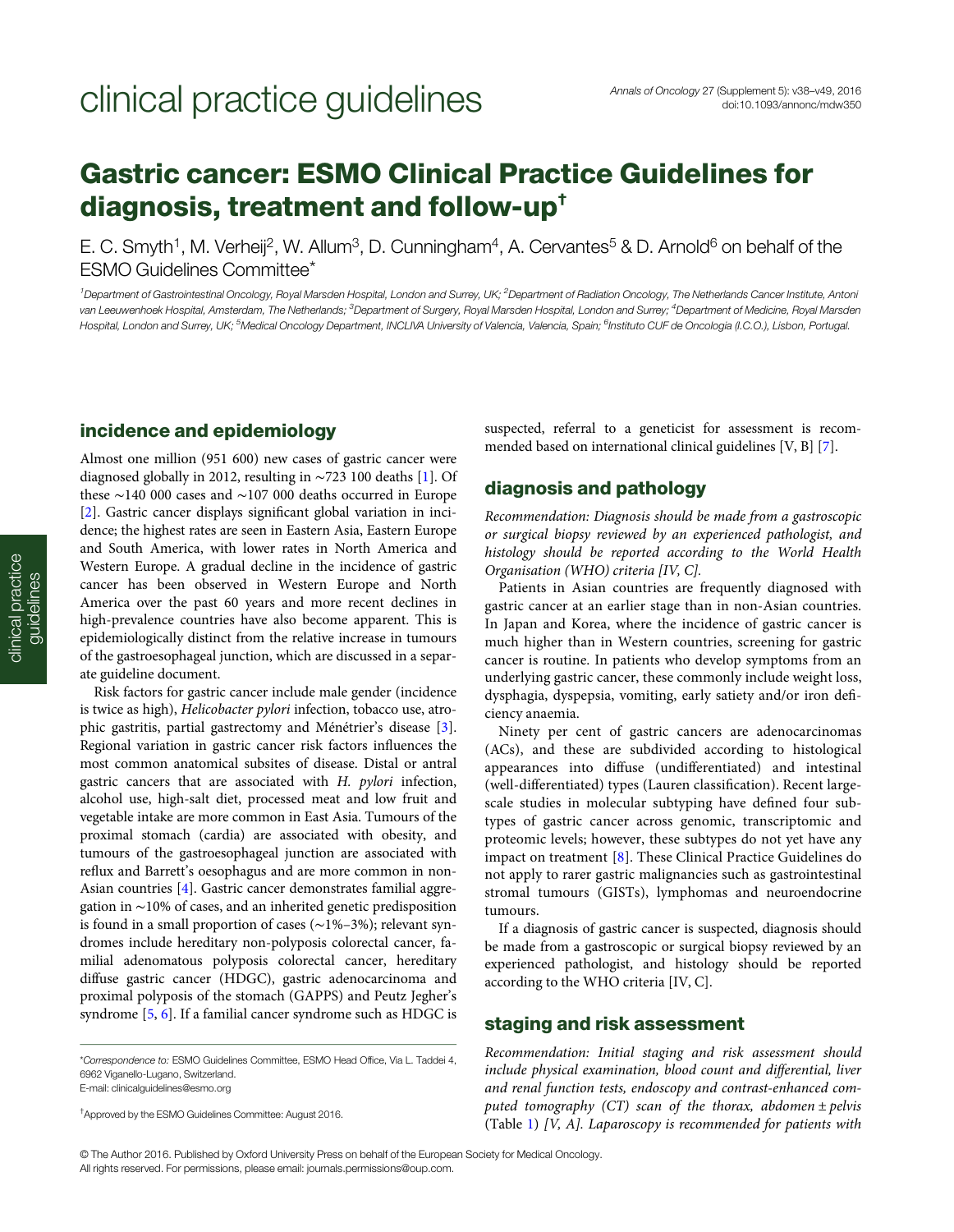# Gastric cancer: ESMO Clinical Practice Guidelines for diagnosis, treatment and follow-up[†]

E. C. Smyth[1], M. Verheij[2], W. Allum[3], D. Cunningham[4], A. Cervantes[5] & D. Arnold[6] on behalf of the ESMO Guidelines Committee*

*[1]Department of Gastrointestinal Oncology, Royal Marsden Hospital, London and Surrey, UK; [2]Department of Radiation Oncology, The Netherlands Cancer Institute, Antoni van Leeuwenhoek Hospital, Amsterdam, The Netherlands; [3]Department of Surgery, Royal Marsden Hospital, London and Surrey; [4]Department of Medicine, Royal Marsden Hospital, London and Surrey, UK; [5]Medical Oncology Department, INCLIVA University of Valencia, Valencia, Spain; [6]Instituto CUF de Oncologia (I.C.O.), Lisbon, Portugal.*

## incidence and epidemiology

Almost one million (951 600) new cases of gastric cancer were diagnosed globally in 2012, resulting in ∼723 100 deaths [1]. Of these ∼140 000 cases and ∼107 000 deaths occurred in Europe [2]. Gastric cancer displays significant global variation in incidence; the highest rates are seen in Eastern Asia, Eastern Europe and South America, with lower rates in North America and Western Europe. A gradual decline in the incidence of gastric cancer has been observed in Western Europe and North America over the past 60 years and more recent declines in high-prevalence countries have also become apparent. This is epidemiologically distinct from the relative increase in tumours of the gastroesophageal junction, which are discussed in a separate guideline document.

Risk factors for gastric cancer include male gender (incidence is twice as high), *Helicobacter pylori* infection, tobacco use, atrophic gastritis, partial gastrectomy and Ménétrier's disease [3]. Regional variation in gastric cancer risk factors influences the most common anatomical subsites of disease. Distal or antral gastric cancers that are associated with *H. pylori* infection, alcohol use, high-salt diet, processed meat and low fruit and vegetable intake are more common in East Asia. Tumours of the proximal stomach (cardia) are associated with obesity, and tumours of the gastroesophageal junction are associated with reflux and Barrett's oesophagus and are more common in non-Asian countries [4]. Gastric cancer demonstrates familial aggregation in ∼10% of cases, and an inherited genetic predisposition is found in a small proportion of cases (∼1%–3%); relevant syndromes include hereditary non-polyposis colorectal cancer, familial adenomatous polyposis colorectal cancer, hereditary diffuse gastric cancer (HDGC), gastric adenocarcinoma and proximal polyposis of the stomach (GAPPS) and Peutz Jegher's syndrome [5, 6]. If a familial cancer syndrome such as HDGC is suspected, referral to a geneticist for assessment is recommended based on international clinical guidelines [V, B] [7].

## diagnosis and pathology

*Recommendation: Diagnosis should be made from a gastroscopic or surgical biopsy reviewed by an experienced pathologist, and histology should be reported according to the World Health Organisation (WHO) criteria [IV, C].*

Patients in Asian countries are frequently diagnosed with gastric cancer at an earlier stage than in non-Asian countries. In Japan and Korea, where the incidence of gastric cancer is much higher than in Western countries, screening for gastric cancer is routine. In patients who develop symptoms from an underlying gastric cancer, these commonly include weight loss, dysphagia, dyspepsia, vomiting, early satiety and/or iron deficiency anaemia.

Ninety per cent of gastric cancers are adenocarcinomas (ACs), and these are subdivided according to histological appearances into diffuse (undifferentiated) and intestinal (well-differentiated) types (Lauren classification). Recent large-scale studies in molecular subtyping have defined four subtypes of gastric cancer across genomic, transcriptomic and proteomic levels; however, these subtypes do not yet have any impact on treatment [8]. These Clinical Practice Guidelines do not apply to rarer gastric malignancies such as gastrointestinal stromal tumours (GISTs), lymphomas and neuroendocrine tumours.

If a diagnosis of gastric cancer is suspected, diagnosis should be made from a gastroscopic or surgical biopsy reviewed by an experienced pathologist, and histology should be reported according to the WHO criteria [IV, C].

## staging and risk assessment

*Recommendation: Initial staging and risk assessment should include physical examination, blood count and differential, liver and renal function tests, endoscopy and contrast-enhanced computed tomography (CT) scan of the thorax, abdomen ± pelvis (Table 1) [V, A]. Laparoscopy is recommended for patients with*

*Correspondence to: ESMO Guidelines Committee, ESMO Head Office, Via L. Taddei 4, 6962 Viganello-Lugano, Switzerland.
E-mail: clinicalguidelines@esmo.org

[†]Approved by the ESMO Guidelines Committee: August 2016.

© The Author 2016. Published by Oxford University Press on behalf of the European Society for Medical Oncology. All rights reserved. For permissions, please email: journals.permissions@oup.com.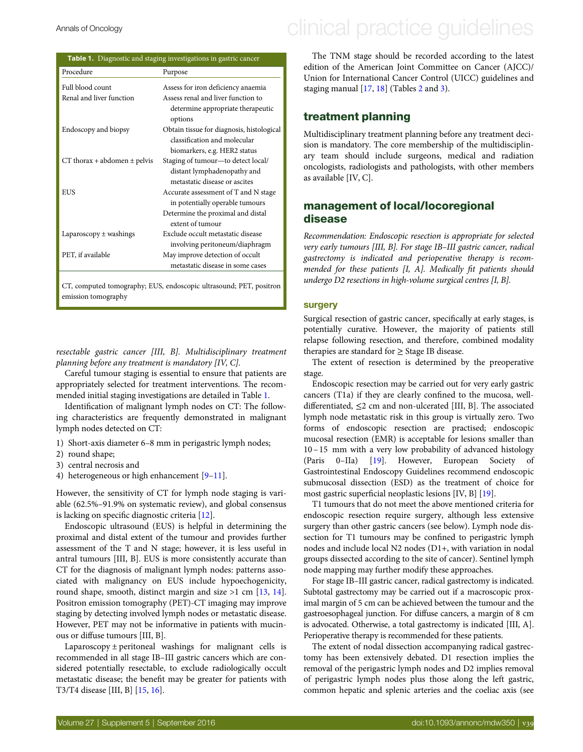**Table 1.** Diagnostic and staging investigations in gastric cancer

| Procedure | Purpose |
|---|---|
| Full blood count | Assess for iron deficiency anaemia |
| Renal and liver function | Assess renal and liver function to determine appropriate therapeutic options |
| Endoscopy and biopsy | Obtain tissue for diagnosis, histological classification and molecular biomarkers, e.g. HER2 status |
| CT thorax + abdomen ± pelvis | Staging of tumour—to detect local/distant lymphadenopathy and metastatic disease or ascites |
| EUS | Accurate assessment of T and N stage in potentially operable tumours<br>Determine the proximal and distal extent of tumour |
| Laparoscopy ± washings | Exclude occult metastatic disease involving peritoneum/diaphragm |
| PET, if available | May improve detection of occult metastatic disease in some cases |

CT, computed tomography; EUS, endoscopic ultrasound; PET, positron emission tomography

*resectable gastric cancer [III, B]. Multidisciplinary treatment planning before any treatment is mandatory [IV, C].*

Careful tumour staging is essential to ensure that patients are appropriately selected for treatment interventions. The recommended initial staging investigations are detailed in Table 1.

Identification of malignant lymph nodes on CT: The following characteristics are frequently demonstrated in malignant lymph nodes detected on CT:

1) Short-axis diameter 6–8 mm in perigastric lymph nodes;
2) round shape;
3) central necrosis and
4) heterogeneous or high enhancement [9–11].

However, the sensitivity of CT for lymph node staging is variable (62.5%–91.9% on systematic review), and global consensus is lacking on specific diagnostic criteria [12].

Endoscopic ultrasound (EUS) is helpful in determining the proximal and distal extent of the tumour and provides further assessment of the T and N stage; however, it is less useful in antral tumours [III, B]. EUS is more consistently accurate than CT for the diagnosis of malignant lymph nodes: patterns associated with malignancy on EUS include hypoechogenicity, round shape, smooth, distinct margin and size >1 cm [13, 14]. Positron emission tomography (PET)-CT imaging may improve staging by detecting involved lymph nodes or metastatic disease. However, PET may not be informative in patients with mucinous or diffuse tumours [III, B].

Laparoscopy ± peritoneal washings for malignant cells is recommended in all stage IB–III gastric cancers which are considered potentially resectable, to exclude radiologically occult metastatic disease; the benefit may be greater for patients with T3/T4 disease [III, B] [15, 16].

The TNM stage should be recorded according to the latest edition of the American Joint Committee on Cancer (AJCC)/Union for International Cancer Control (UICC) guidelines and staging manual [17, 18] (Tables 2 and 3).

## treatment planning

Multidisciplinary treatment planning before any treatment decision is mandatory. The core membership of the multidisciplinary team should include surgeons, medical and radiation oncologists, radiologists and pathologists, with other members as available [IV, C].

## management of local/locoregional disease

*Recommendation: Endoscopic resection is appropriate for selected very early tumours [III, B]. For stage IB–III gastric cancer, radical gastrectomy is indicated and perioperative therapy is recommended for these patients [I, A]. Medically fit patients should undergo D2 resections in high-volume surgical centres [I, B].*

### surgery

Surgical resection of gastric cancer, specifically at early stages, is potentially curative. However, the majority of patients still relapse following resection, and therefore, combined modality therapies are standard for ≥ Stage IB disease.

The extent of resection is determined by the preoperative stage.

Endoscopic resection may be carried out for very early gastric cancers (T1a) if they are clearly confined to the mucosa, well-differentiated, ≤2 cm and non-ulcerated [III, B]. The associated lymph node metastatic risk in this group is virtually zero. Two forms of endoscopic resection are practised; endoscopic mucosal resection (EMR) is acceptable for lesions smaller than 10 – 15 mm with a very low probability of advanced histology (Paris 0–IIa) [19]. However, European Society of Gastrointestinal Endoscopy Guidelines recommend endoscopic submucosal dissection (ESD) as the treatment of choice for most gastric superficial neoplastic lesions [IV, B] [19].

T1 tumours that do not meet the above mentioned criteria for endoscopic resection require surgery, although less extensive surgery than other gastric cancers (see below). Lymph node dissection for T1 tumours may be confined to perigastric lymph nodes and include local N2 nodes (D1+, with variation in nodal groups dissected according to the site of cancer). Sentinel lymph node mapping may further modify these approaches.

For stage IB–III gastric cancer, radical gastrectomy is indicated. Subtotal gastrectomy may be carried out if a macroscopic proximal margin of 5 cm can be achieved between the tumour and the gastroesophageal junction. For diffuse cancers, a margin of 8 cm is advocated. Otherwise, a total gastrectomy is indicated [III, A]. Perioperative therapy is recommended for these patients.

The extent of nodal dissection accompanying radical gastrectomy has been extensively debated. D1 resection implies the removal of the perigastric lymph nodes and D2 implies removal of perigastric lymph nodes plus those along the left gastric, common hepatic and splenic arteries and the coeliac axis (see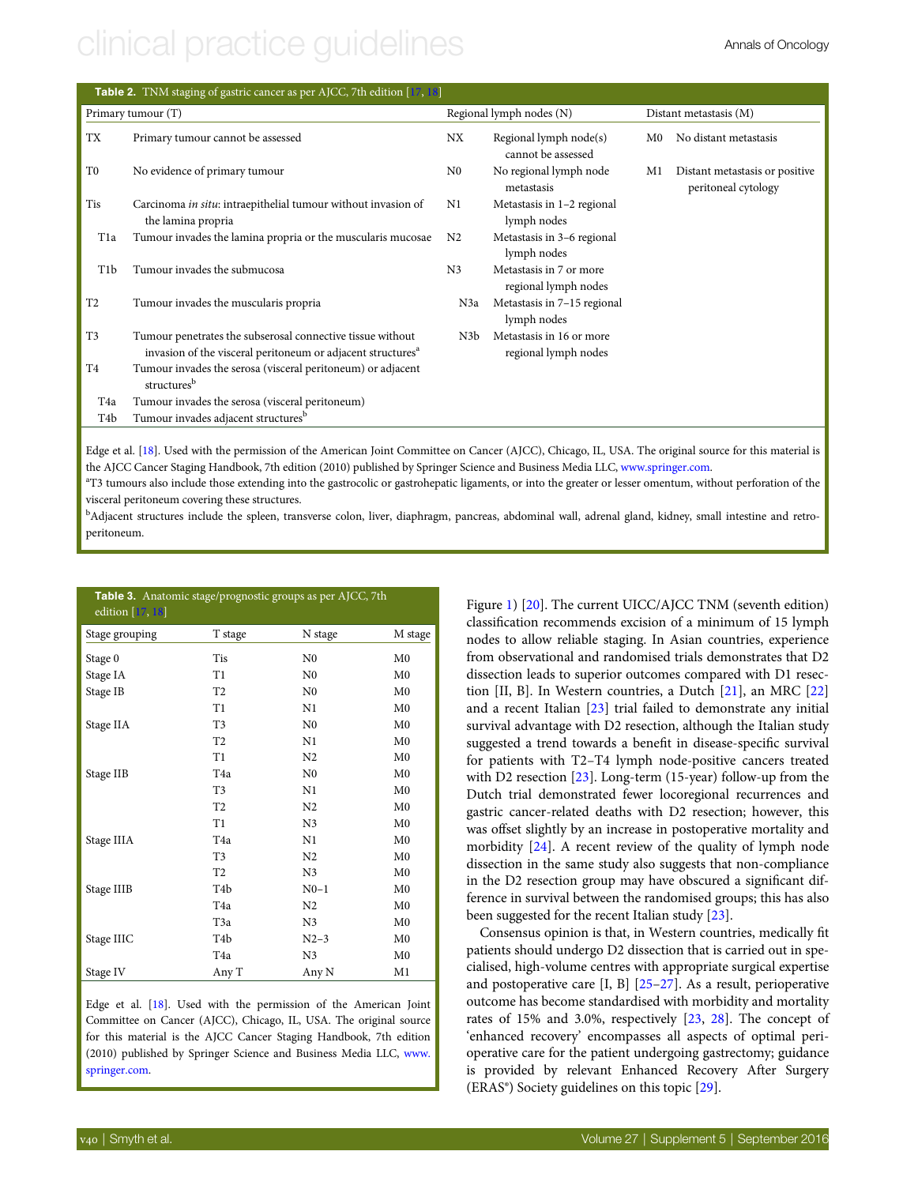**Table 2.** TNM staging of gastric cancer as per AJCC, 7th edition [17, 18]

| Primary tumour (T) | | Regional lymph nodes (N) | | Distant metastasis (M) | |
|---|---|---|---|---|---|
| TX | Primary tumour cannot be assessed | NX | Regional lymph node(s) cannot be assessed | M0 | No distant metastasis |
| T0 | No evidence of primary tumour | N0 | No regional lymph node metastasis | M1 | Distant metastasis or positive peritoneal cytology |
| Tis | Carcinoma *in situ*: intraepithelial tumour without invasion of the lamina propria | N1 | Metastasis in 1–2 regional lymph nodes | | |
| T1a | Tumour invades the lamina propria or the muscularis mucosae | N2 | Metastasis in 3–6 regional lymph nodes | | |
| T1b | Tumour invades the submucosa | N3 | Metastasis in 7 or more regional lymph nodes | | |
| T2 | Tumour invades the muscularis propria | N3a | Metastasis in 7–15 regional lymph nodes | | |
| T3 | Tumour penetrates the subserosal connective tissue without invasion of the visceral peritoneum or adjacent structures[a] | N3b | Metastasis in 16 or more regional lymph nodes | | |
| T4 | Tumour invades the serosa (visceral peritoneum) or adjacent structures[b] | | | | |
| T4a | Tumour invades the serosa (visceral peritoneum) | | | | |
| T4b | Tumour invades adjacent structures[b] | | | | |

Edge et al. [18]. Used with the permission of the American Joint Committee on Cancer (AJCC), Chicago, IL, USA. The original source for this material is the AJCC Cancer Staging Handbook, 7th edition (2010) published by Springer Science and Business Media LLC, www.springer.com.

[a]T3 tumours also include those extending into the gastrocolic or gastrohepatic ligaments, or into the greater or lesser omentum, without perforation of the visceral peritoneum covering these structures.

[b]Adjacent structures include the spleen, transverse colon, liver, diaphragm, pancreas, abdominal wall, adrenal gland, kidney, small intestine and retroperitoneum.

**Table 3.** Anatomic stage/prognostic groups as per AJCC, 7th edition [17, 18]

| Stage grouping | T stage | N stage | M stage |
|---|---|---|---|
| Stage 0 | Tis | N0 | M0 |
| Stage IA | T1 | N0 | M0 |
| Stage IB | T2 | N0 | M0 |
| | T1 | N1 | M0 |
| Stage IIA | T3 | N0 | M0 |
| | T2 | N1 | M0 |
| | T1 | N2 | M0 |
| Stage IIB | T4a | N0 | M0 |
| | T3 | N1 | M0 |
| | T2 | N2 | M0 |
| | T1 | N3 | M0 |
| Stage IIIA | T4a | N1 | M0 |
| | T3 | N2 | M0 |
| | T2 | N3 | M0 |
| Stage IIIB | T4b | N0–1 | M0 |
| | T4a | N2 | M0 |
| | T3a | N3 | M0 |
| Stage IIIC | T4b | N2–3 | M0 |
| | T4a | N3 | M0 |
| Stage IV | Any T | Any N | M1 |

Edge et al. [18]. Used with the permission of the American Joint Committee on Cancer (AJCC), Chicago, IL, USA. The original source for this material is the AJCC Cancer Staging Handbook, 7th edition (2010) published by Springer Science and Business Media LLC, www.springer.com.

Figure 1) [20]. The current UICC/AJCC TNM (seventh edition) classification recommends excision of a minimum of 15 lymph nodes to allow reliable staging. In Asian countries, experience from observational and randomised trials demonstrates that D2 dissection leads to superior outcomes compared with D1 resection [II, B]. In Western countries, a Dutch [21], an MRC [22] and a recent Italian [23] trial failed to demonstrate any initial survival advantage with D2 resection, although the Italian study suggested a trend towards a benefit in disease-specific survival for patients with T2–T4 lymph node-positive cancers treated with D2 resection [23]. Long-term (15-year) follow-up from the Dutch trial demonstrated fewer locoregional recurrences and gastric cancer-related deaths with D2 resection; however, this was offset slightly by an increase in postoperative mortality and morbidity [24]. A recent review of the quality of lymph node dissection in the same study also suggests that non-compliance in the D2 resection group may have obscured a significant difference in survival between the randomised groups; this has also been suggested for the recent Italian study [23].

Consensus opinion is that, in Western countries, medically fit patients should undergo D2 dissection that is carried out in specialised, high-volume centres with appropriate surgical expertise and postoperative care [I, B] [25–27]. As a result, perioperative outcome has become standardised with morbidity and mortality rates of 15% and 3.0%, respectively [23, 28]. The concept of 'enhanced recovery' encompasses all aspects of optimal perioperative care for the patient undergoing gastrectomy; guidance is provided by relevant Enhanced Recovery After Surgery (ERAS®) Society guidelines on this topic [29].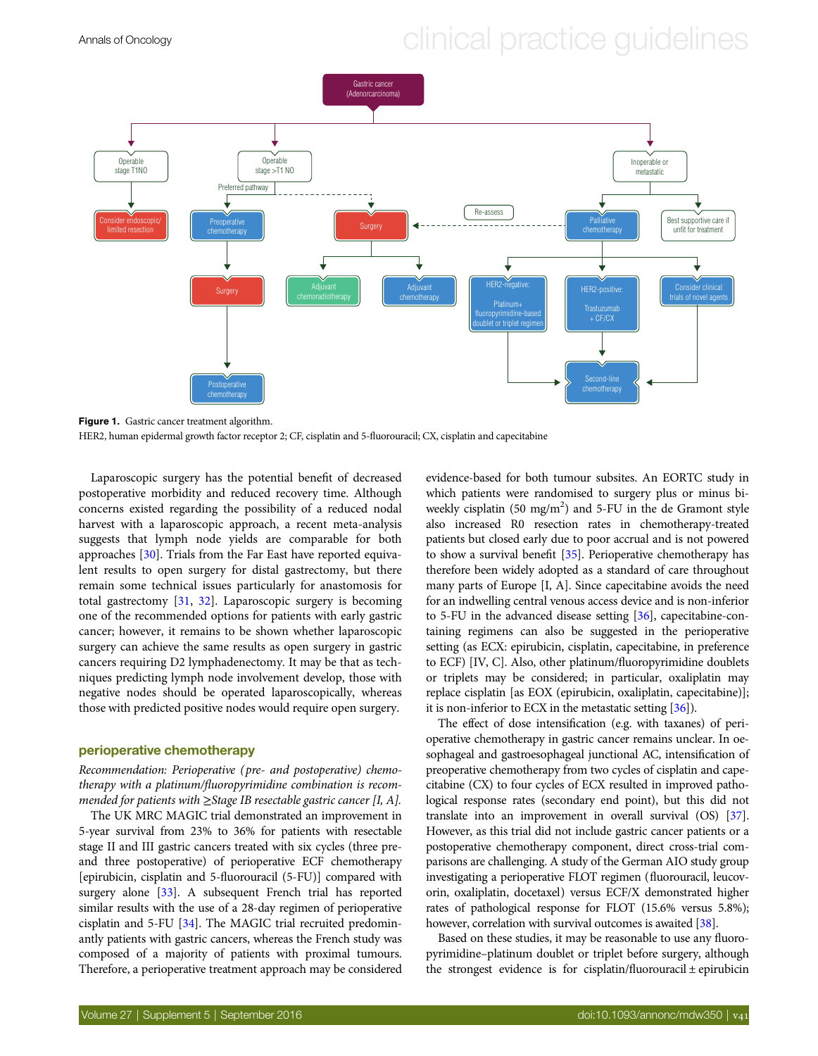Figure 1. Gastric cancer treatment algorithm.

HER2, human epidermal growth factor receptor 2; CF, cisplatin and 5-fluorouracil; CX, cisplatin and capecitabine

Laparoscopic surgery has the potential benefit of decreased postoperative morbidity and reduced recovery time. Although concerns existed regarding the possibility of a reduced nodal harvest with a laparoscopic approach, a recent meta-analysis suggests that lymph node yields are comparable for both approaches [30]. Trials from the Far East have reported equivalent results to open surgery for distal gastrectomy, but there remain some technical issues particularly for anastomosis for total gastrectomy [31, 32]. Laparoscopic surgery is becoming one of the recommended options for patients with early gastric cancer; however, it remains to be shown whether laparoscopic surgery can achieve the same results as open surgery in gastric cancers requiring D2 lymphadenectomy. It may be that as techniques predicting lymph node involvement develop, those with negative nodes should be operated laparoscopically, whereas those with predicted positive nodes would require open surgery.

## perioperative chemotherapy

*Recommendation: Perioperative (pre- and postoperative) chemotherapy with a platinum/fluoropyrimidine combination is recommended for patients with ≥Stage IB resectable gastric cancer [I, A].*

The UK MRC MAGIC trial demonstrated an improvement in 5-year survival from 23% to 36% for patients with resectable stage II and III gastric cancers treated with six cycles (three pre- and three postoperative) of perioperative ECF chemotherapy [epirubicin, cisplatin and 5-fluorouracil (5-FU)] compared with surgery alone [33]. A subsequent French trial has reported similar results with the use of a 28-day regimen of perioperative cisplatin and 5-FU [34]. The MAGIC trial recruited predominantly patients with gastric cancers, whereas the French study was composed of a majority of patients with proximal tumours. Therefore, a perioperative treatment approach may be considered evidence-based for both tumour subsites. An EORTC study in which patients were randomised to surgery plus or minus biweekly cisplatin (50 mg/m$^2$) and 5-FU in the de Gramont style also increased R0 resection rates in chemotherapy-treated patients but closed early due to poor accrual and is not powered to show a survival benefit [35]. Perioperative chemotherapy has therefore been widely adopted as a standard of care throughout many parts of Europe [I, A]. Since capecitabine avoids the need for an indwelling central venous access device and is non-inferior to 5-FU in the advanced disease setting [36], capecitabine-containing regimens can also be suggested in the perioperative setting (as ECX: epirubicin, cisplatin, capecitabine, in preference to ECF) [IV, C]. Also, other platinum/fluoropyrimidine doublets or triplets may be considered; in particular, oxaliplatin may replace cisplatin [as EOX (epirubicin, oxaliplatin, capecitabine)]; it is non-inferior to ECX in the metastatic setting [36]).

The effect of dose intensification (e.g. with taxanes) of perioperative chemotherapy in gastric cancer remains unclear. In oesophageal and gastroesophageal junctional AC, intensification of preoperative chemotherapy from two cycles of cisplatin and capecitabine (CX) to four cycles of ECX resulted in improved pathological response rates (secondary end point), but this did not translate into an improvement in overall survival (OS) [37]. However, as this trial did not include gastric cancer patients or a postoperative chemotherapy component, direct cross-trial comparisons are challenging. A study of the German AIO study group investigating a perioperative FLOT regimen (fluorouracil, leucovorin, oxaliplatin, docetaxel) versus ECF/X demonstrated higher rates of pathological response for FLOT (15.6% versus 5.8%); however, correlation with survival outcomes is awaited [38].

Based on these studies, it may be reasonable to use any fluoropyrimidine–platinum doublet or triplet before surgery, although the strongest evidence is for cisplatin/fluorouracil ± epirubicin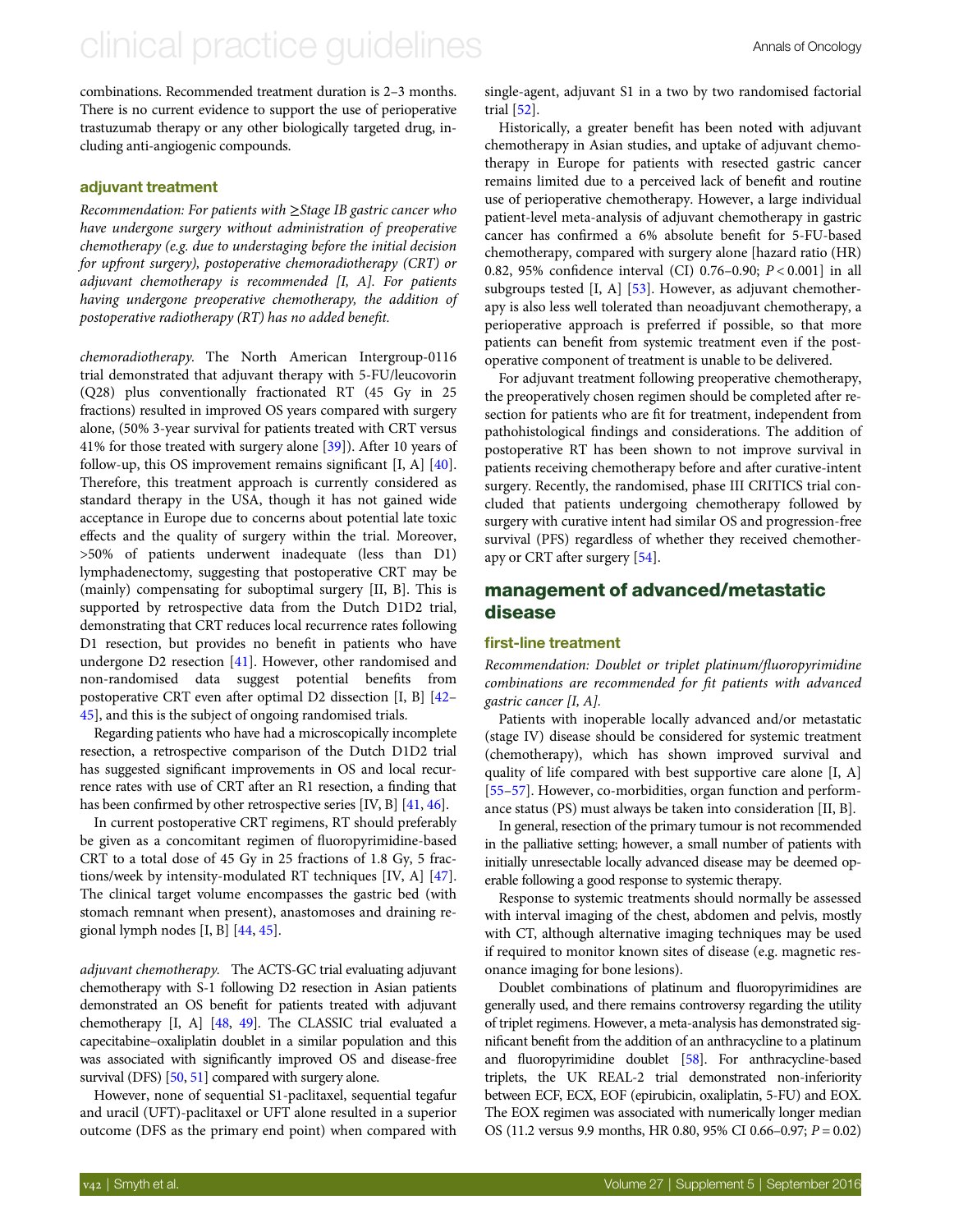combinations. Recommended treatment duration is 2–3 months. There is no current evidence to support the use of perioperative trastuzumab therapy or any other biologically targeted drug, including anti-angiogenic compounds.

### adjuvant treatment

*Recommendation: For patients with ≥Stage IB gastric cancer who have undergone surgery without administration of preoperative chemotherapy (e.g. due to understaging before the initial decision for upfront surgery), postoperative chemoradiotherapy (CRT) or adjuvant chemotherapy is recommended [I, A]. For patients having undergone preoperative chemotherapy, the addition of postoperative radiotherapy (RT) has no added benefit.*

*chemoradiotherapy.* The North American Intergroup-0116 trial demonstrated that adjuvant therapy with 5-FU/leucovorin (Q28) plus conventionally fractionated RT (45 Gy in 25 fractions) resulted in improved OS years compared with surgery alone, (50% 3-year survival for patients treated with CRT versus 41% for those treated with surgery alone [39]). After 10 years of follow-up, this OS improvement remains significant [I, A] [40]. Therefore, this treatment approach is currently considered as standard therapy in the USA, though it has not gained wide acceptance in Europe due to concerns about potential late toxic effects and the quality of surgery within the trial. Moreover, >50% of patients underwent inadequate (less than D1) lymphadenectomy, suggesting that postoperative CRT may be (mainly) compensating for suboptimal surgery [II, B]. This is supported by retrospective data from the Dutch D1D2 trial, demonstrating that CRT reduces local recurrence rates following D1 resection, but provides no benefit in patients who have undergone D2 resection [41]. However, other randomised and non-randomised data suggest potential benefits from postoperative CRT even after optimal D2 dissection [I, B] [42–45], and this is the subject of ongoing randomised trials.

Regarding patients who have had a microscopically incomplete resection, a retrospective comparison of the Dutch D1D2 trial has suggested significant improvements in OS and local recurrence rates with use of CRT after an R1 resection, a finding that has been confirmed by other retrospective series [IV, B] [41, 46].

In current postoperative CRT regimens, RT should preferably be given as a concomitant regimen of fluoropyrimidine-based CRT to a total dose of 45 Gy in 25 fractions of 1.8 Gy, 5 fractions/week by intensity-modulated RT techniques [IV, A] [47]. The clinical target volume encompasses the gastric bed (with stomach remnant when present), anastomoses and draining regional lymph nodes [I, B] [44, 45].

*adjuvant chemotherapy.* The ACTS-GC trial evaluating adjuvant chemotherapy with S-1 following D2 resection in Asian patients demonstrated an OS benefit for patients treated with adjuvant chemotherapy [I, A] [48, 49]. The CLASSIC trial evaluated a capecitabine–oxaliplatin doublet in a similar population and this was associated with significantly improved OS and disease-free survival (DFS) [50, 51] compared with surgery alone.

However, none of sequential S1-paclitaxel, sequential tegafur and uracil (UFT)-paclitaxel or UFT alone resulted in a superior outcome (DFS as the primary end point) when compared with single-agent, adjuvant S1 in a two by two randomised factorial trial [52].

Historically, a greater benefit has been noted with adjuvant chemotherapy in Asian studies, and uptake of adjuvant chemotherapy in Europe for patients with resected gastric cancer remains limited due to a perceived lack of benefit and routine use of perioperative chemotherapy. However, a large individual patient-level meta-analysis of adjuvant chemotherapy in gastric cancer has confirmed a 6% absolute benefit for 5-FU-based chemotherapy, compared with surgery alone [hazard ratio (HR) 0.82, 95% confidence interval (CI) 0.76–0.90; $P < 0.001$] in all subgroups tested [I, A] [53]. However, as adjuvant chemotherapy is also less well tolerated than neoadjuvant chemotherapy, a perioperative approach is preferred if possible, so that more patients can benefit from systemic treatment even if the postoperative component of treatment is unable to be delivered.

For adjuvant treatment following preoperative chemotherapy, the preoperatively chosen regimen should be completed after resection for patients who are fit for treatment, independent from pathohistological findings and considerations. The addition of postoperative RT has been shown to not improve survival in patients receiving chemotherapy before and after curative-intent surgery. Recently, the randomised, phase III CRITICS trial concluded that patients undergoing chemotherapy followed by surgery with curative intent had similar OS and progression-free survival (PFS) regardless of whether they received chemotherapy or CRT after surgery [54].

## management of advanced/metastatic disease

### first-line treatment

*Recommendation: Doublet or triplet platinum/fluoropyrimidine combinations are recommended for fit patients with advanced gastric cancer [I, A].*

Patients with inoperable locally advanced and/or metastatic (stage IV) disease should be considered for systemic treatment (chemotherapy), which has shown improved survival and quality of life compared with best supportive care alone [I, A] [55–57]. However, co-morbidities, organ function and performance status (PS) must always be taken into consideration [II, B].

In general, resection of the primary tumour is not recommended in the palliative setting; however, a small number of patients with initially unresectable locally advanced disease may be deemed operable following a good response to systemic therapy.

Response to systemic treatments should normally be assessed with interval imaging of the chest, abdomen and pelvis, mostly with CT, although alternative imaging techniques may be used if required to monitor known sites of disease (e.g. magnetic resonance imaging for bone lesions).

Doublet combinations of platinum and fluoropyrimidines are generally used, and there remains controversy regarding the utility of triplet regimens. However, a meta-analysis has demonstrated significant benefit from the addition of an anthracycline to a platinum and fluoropyrimidine doublet [58]. For anthracycline-based triplets, the UK REAL-2 trial demonstrated non-inferiority between ECF, ECX, EOF (epirubicin, oxaliplatin, 5-FU) and EOX. The EOX regimen was associated with numerically longer median OS (11.2 versus 9.9 months, HR 0.80, 95% CI 0.66–0.97; $P = 0.02$)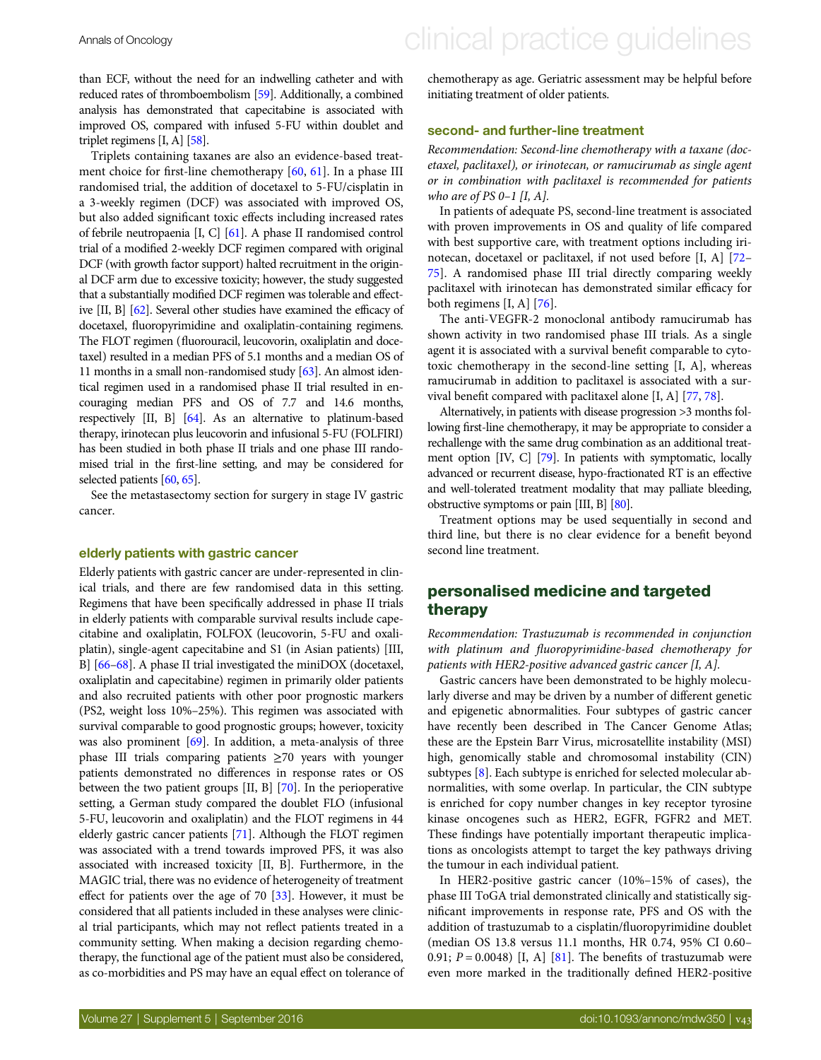than ECF, without the need for an indwelling catheter and with reduced rates of thromboembolism [59]. Additionally, a combined analysis has demonstrated that capecitabine is associated with improved OS, compared with infused 5-FU within doublet and triplet regimens [I, A] [58].

Triplets containing taxanes are also an evidence-based treatment choice for first-line chemotherapy [60, 61]. In a phase III randomised trial, the addition of docetaxel to 5-FU/cisplatin in a 3-weekly regimen (DCF) was associated with improved OS, but also added significant toxic effects including increased rates of febrile neutropaenia [I, C] [61]. A phase II randomised control trial of a modified 2-weekly DCF regimen compared with original DCF (with growth factor support) halted recruitment in the original DCF arm due to excessive toxicity; however, the study suggested that a substantially modified DCF regimen was tolerable and effective [II, B] [62]. Several other studies have examined the efficacy of docetaxel, fluoropyrimidine and oxaliplatin-containing regimens. The FLOT regimen (fluorouracil, leucovorin, oxaliplatin and docetaxel) resulted in a median PFS of 5.1 months and a median OS of 11 months in a small non-randomised study [63]. An almost identical regimen used in a randomised phase II trial resulted in encouraging median PFS and OS of 7.7 and 14.6 months, respectively [II, B] [64]. As an alternative to platinum-based therapy, irinotecan plus leucovorin and infusional 5-FU (FOLFIRI) has been studied in both phase II trials and one phase III randomised trial in the first-line setting, and may be considered for selected patients [60, 65].

See the metastasectomy section for surgery in stage IV gastric cancer.

### elderly patients with gastric cancer

Elderly patients with gastric cancer are under-represented in clinical trials, and there are few randomised data in this setting. Regimens that have been specifically addressed in phase II trials in elderly patients with comparable survival results include capecitabine and oxaliplatin, FOLFOX (leucovorin, 5-FU and oxaliplatin), single-agent capecitabine and S1 (in Asian patients) [III, B] [66–68]. A phase II trial investigated the miniDOX (docetaxel, oxaliplatin and capecitabine) regimen in primarily older patients and also recruited patients with other poor prognostic markers (PS2, weight loss 10%–25%). This regimen was associated with survival comparable to good prognostic groups; however, toxicity was also prominent [69]. In addition, a meta-analysis of three phase III trials comparing patients ≥70 years with younger patients demonstrated no differences in response rates or OS between the two patient groups [II, B] [70]. In the perioperative setting, a German study compared the doublet FLO (infusional 5-FU, leucovorin and oxaliplatin) and the FLOT regimens in 44 elderly gastric cancer patients [71]. Although the FLOT regimen was associated with a trend towards improved PFS, it was also associated with increased toxicity [II, B]. Furthermore, in the MAGIC trial, there was no evidence of heterogeneity of treatment effect for patients over the age of 70 [33]. However, it must be considered that all patients included in these analyses were clinical trial participants, which may not reflect patients treated in a community setting. When making a decision regarding chemotherapy, the functional age of the patient must also be considered, as co-morbidities and PS may have an equal effect on tolerance of chemotherapy as age. Geriatric assessment may be helpful before initiating treatment of older patients.

### second- and further-line treatment

*Recommendation: Second-line chemotherapy with a taxane (docetaxel, paclitaxel), or irinotecan, or ramucirumab as single agent or in combination with paclitaxel is recommended for patients who are of PS 0–1 [I, A].*

In patients of adequate PS, second-line treatment is associated with proven improvements in OS and quality of life compared with best supportive care, with treatment options including irinotecan, docetaxel or paclitaxel, if not used before [I, A] [72–75]. A randomised phase III trial directly comparing weekly paclitaxel with irinotecan has demonstrated similar efficacy for both regimens [I, A] [76].

The anti-VEGFR-2 monoclonal antibody ramucirumab has shown activity in two randomised phase III trials. As a single agent it is associated with a survival benefit comparable to cytotoxic chemotherapy in the second-line setting [I, A], whereas ramucirumab in addition to paclitaxel is associated with a survival benefit compared with paclitaxel alone [I, A] [77, 78].

Alternatively, in patients with disease progression >3 months following first-line chemotherapy, it may be appropriate to consider a rechallenge with the same drug combination as an additional treatment option [IV, C] [79]. In patients with symptomatic, locally advanced or recurrent disease, hypo-fractionated RT is an effective and well-tolerated treatment modality that may palliate bleeding, obstructive symptoms or pain [III, B] [80].

Treatment options may be used sequentially in second and third line, but there is no clear evidence for a benefit beyond second line treatment.

## personalised medicine and targeted therapy

*Recommendation: Trastuzumab is recommended in conjunction with platinum and fluoropyrimidine-based chemotherapy for patients with HER2-positive advanced gastric cancer [I, A].*

Gastric cancers have been demonstrated to be highly molecularly diverse and may be driven by a number of different genetic and epigenetic abnormalities. Four subtypes of gastric cancer have recently been described in The Cancer Genome Atlas; these are the Epstein Barr Virus, microsatellite instability (MSI) high, genomically stable and chromosomal instability (CIN) subtypes [8]. Each subtype is enriched for selected molecular abnormalities, with some overlap. In particular, the CIN subtype is enriched for copy number changes in key receptor tyrosine kinase oncogenes such as HER2, EGFR, FGFR2 and MET. These findings have potentially important therapeutic implications as oncologists attempt to target the key pathways driving the tumour in each individual patient.

In HER2-positive gastric cancer (10%–15% of cases), the phase III ToGA trial demonstrated clinically and statistically significant improvements in response rate, PFS and OS with the addition of trastuzumab to a cisplatin/fluoropyrimidine doublet (median OS 13.8 versus 11.1 months, HR 0.74, 95% CI 0.60–0.91; $P = 0.0048$) [I, A] [81]. The benefits of trastuzumab were even more marked in the traditionally defined HER2-positive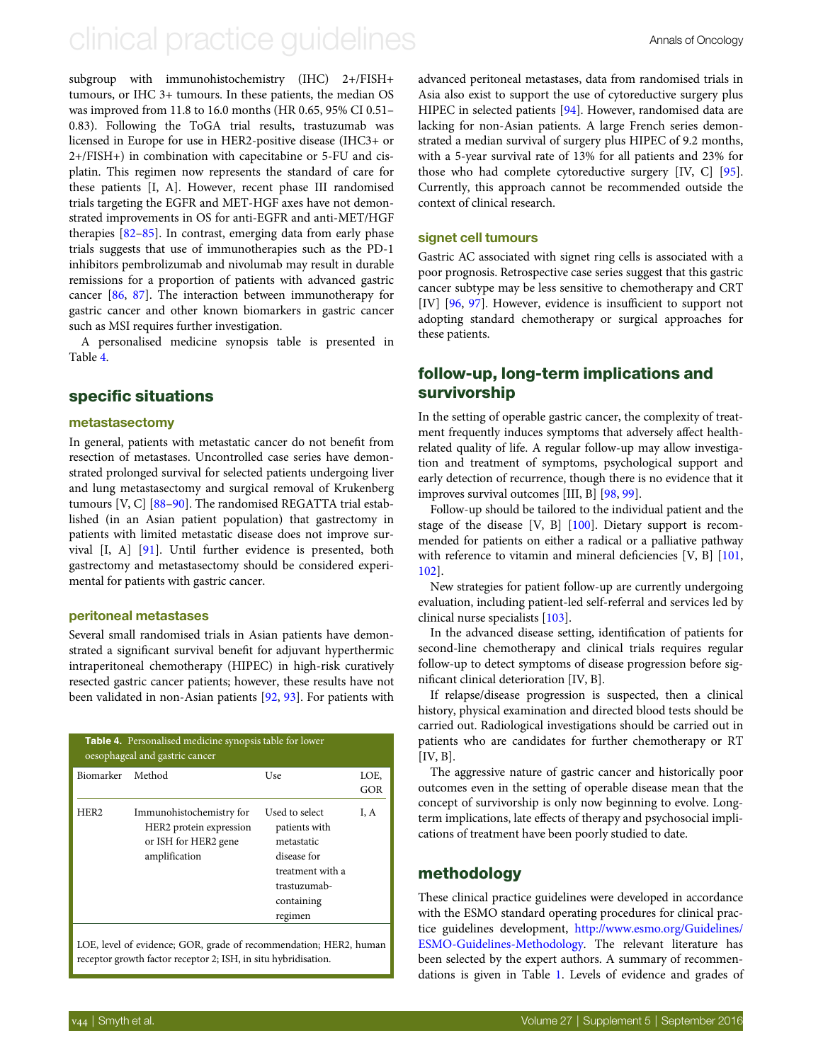subgroup with immunohistochemistry (IHC) 2+/FISH+ tumours, or IHC 3+ tumours. In these patients, the median OS was improved from 11.8 to 16.0 months (HR 0.65, 95% CI 0.51–0.83). Following the ToGA trial results, trastuzumab was licensed in Europe for use in HER2-positive disease (IHC3+ or 2+/FISH+) in combination with capecitabine or 5-FU and cisplatin. This regimen now represents the standard of care for these patients [I, A]. However, recent phase III randomised trials targeting the EGFR and MET-HGF axes have not demonstrated improvements in OS for anti-EGFR and anti-MET/HGF therapies [82–85]. In contrast, emerging data from early phase trials suggests that use of immunotherapies such as the PD-1 inhibitors pembrolizumab and nivolumab may result in durable remissions for a proportion of patients with advanced gastric cancer [86, 87]. The interaction between immunotherapy for gastric cancer and other known biomarkers in gastric cancer such as MSI requires further investigation.

A personalised medicine synopsis table is presented in Table 4.

## specific situations

### metastasectomy

In general, patients with metastatic cancer do not benefit from resection of metastases. Uncontrolled case series have demonstrated prolonged survival for selected patients undergoing liver and lung metastasectomy and surgical removal of Krukenberg tumours [V, C] [88–90]. The randomised REGATTA trial established (in an Asian patient population) that gastrectomy in patients with limited metastatic disease does not improve survival [I, A] [91]. Until further evidence is presented, both gastrectomy and metastasectomy should be considered experimental for patients with gastric cancer.

### peritoneal metastases

Several small randomised trials in Asian patients have demonstrated a significant survival benefit for adjuvant hyperthermic intraperitoneal chemotherapy (HIPEC) in high-risk curatively resected gastric cancer patients; however, these results have not been validated in non-Asian patients [92, 93]. For patients with advanced peritoneal metastases, data from randomised trials in Asia also exist to support the use of cytoreductive surgery plus HIPEC in selected patients [94]. However, randomised data are lacking for non-Asian patients. A large French series demonstrated a median survival of surgery plus HIPEC of 9.2 months, with a 5-year survival rate of 13% for all patients and 23% for those who had complete cytoreductive surgery [IV, C] [95]. Currently, this approach cannot be recommended outside the context of clinical research.

**Table 4.** Personalised medicine synopsis table for lower oesophageal and gastric cancer

| Biomarker | Method | Use | LOE, GOR |
|---|---|---|---|
| HER2 | Immunohistochemistry for HER2 protein expression or ISH for HER2 gene amplification | Used to select patients with metastatic disease for treatment with a trastuzumab-containing regimen | I, A |

LOE, level of evidence; GOR, grade of recommendation; HER2, human receptor growth factor receptor 2; ISH, in situ hybridisation.

### signet cell tumours

Gastric AC associated with signet ring cells is associated with a poor prognosis. Retrospective case series suggest that this gastric cancer subtype may be less sensitive to chemotherapy and CRT [IV] [96, 97]. However, evidence is insufficient to support not adopting standard chemotherapy or surgical approaches for these patients.

## follow-up, long-term implications and survivorship

In the setting of operable gastric cancer, the complexity of treatment frequently induces symptoms that adversely affect health-related quality of life. A regular follow-up may allow investigation and treatment of symptoms, psychological support and early detection of recurrence, though there is no evidence that it improves survival outcomes [III, B] [98, 99].

Follow-up should be tailored to the individual patient and the stage of the disease [V, B] [100]. Dietary support is recommended for patients on either a radical or a palliative pathway with reference to vitamin and mineral deficiencies [V, B] [101, 102].

New strategies for patient follow-up are currently undergoing evaluation, including patient-led self-referral and services led by clinical nurse specialists [103].

In the advanced disease setting, identification of patients for second-line chemotherapy and clinical trials requires regular follow-up to detect symptoms of disease progression before significant clinical deterioration [IV, B].

If relapse/disease progression is suspected, then a clinical history, physical examination and directed blood tests should be carried out. Radiological investigations should be carried out in patients who are candidates for further chemotherapy or RT [IV, B].

The aggressive nature of gastric cancer and historically poor outcomes even in the setting of operable disease mean that the concept of survivorship is only now beginning to evolve. Long-term implications, late effects of therapy and psychosocial implications of treatment have been poorly studied to date.

## methodology

These clinical practice guidelines were developed in accordance with the ESMO standard operating procedures for clinical practice guidelines development, http://www.esmo.org/Guidelines/ESMO-Guidelines-Methodology. The relevant literature has been selected by the expert authors. A summary of recommendations is given in Table 1. Levels of evidence and grades of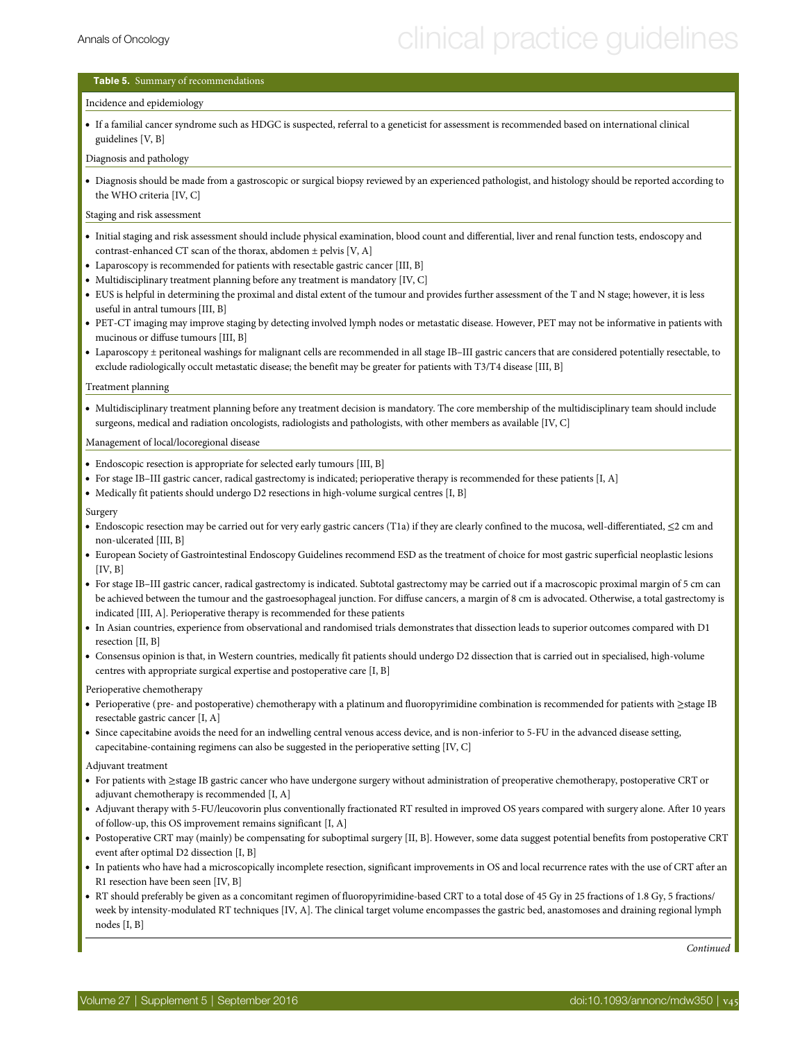**Table 5.** Summary of recommendations

Incidence and epidemiology

- If a familial cancer syndrome such as HDGC is suspected, referral to a geneticist for assessment is recommended based on international clinical guidelines [V, B]

Diagnosis and pathology

- Diagnosis should be made from a gastroscopic or surgical biopsy reviewed by an experienced pathologist, and histology should be reported according to the WHO criteria [IV, C]

Staging and risk assessment

- Initial staging and risk assessment should include physical examination, blood count and differential, liver and renal function tests, endoscopy and contrast-enhanced CT scan of the thorax, abdomen ± pelvis [V, A]
- Laparoscopy is recommended for patients with resectable gastric cancer [III, B]
- Multidisciplinary treatment planning before any treatment is mandatory [IV, C]
- EUS is helpful in determining the proximal and distal extent of the tumour and provides further assessment of the T and N stage; however, it is less useful in antral tumours [III, B]
- PET-CT imaging may improve staging by detecting involved lymph nodes or metastatic disease. However, PET may not be informative in patients with mucinous or diffuse tumours [III, B]
- Laparoscopy ± peritoneal washings for malignant cells are recommended in all stage IB–III gastric cancers that are considered potentially resectable, to exclude radiologically occult metastatic disease; the benefit may be greater for patients with T3/T4 disease [III, B]

Treatment planning

- Multidisciplinary treatment planning before any treatment decision is mandatory. The core membership of the multidisciplinary team should include surgeons, medical and radiation oncologists, radiologists and pathologists, with other members as available [IV, C]

Management of local/locoregional disease

- Endoscopic resection is appropriate for selected early tumours [III, B]
- For stage IB–III gastric cancer, radical gastrectomy is indicated; perioperative therapy is recommended for these patients [I, A]
- Medically fit patients should undergo D2 resections in high-volume surgical centres [I, B]

Surgery

- Endoscopic resection may be carried out for very early gastric cancers (T1a) if they are clearly confined to the mucosa, well-differentiated, ≤2 cm and non-ulcerated [III, B]
- European Society of Gastrointestinal Endoscopy Guidelines recommend ESD as the treatment of choice for most gastric superficial neoplastic lesions [IV, B]
- For stage IB–III gastric cancer, radical gastrectomy is indicated. Subtotal gastrectomy may be carried out if a macroscopic proximal margin of 5 cm can be achieved between the tumour and the gastroesophageal junction. For diffuse cancers, a margin of 8 cm is advocated. Otherwise, a total gastrectomy is indicated [III, A]. Perioperative therapy is recommended for these patients
- In Asian countries, experience from observational and randomised trials demonstrates that dissection leads to superior outcomes compared with D1 resection [II, B]
- Consensus opinion is that, in Western countries, medically fit patients should undergo D2 dissection that is carried out in specialised, high-volume centres with appropriate surgical expertise and postoperative care [I, B]

Perioperative chemotherapy

- Perioperative (pre- and postoperative) chemotherapy with a platinum and fluoropyrimidine combination is recommended for patients with ≥stage IB resectable gastric cancer [I, A]
- Since capecitabine avoids the need for an indwelling central venous access device, and is non-inferior to 5-FU in the advanced disease setting, capecitabine-containing regimens can also be suggested in the perioperative setting [IV, C]

Adjuvant treatment

- For patients with ≥stage IB gastric cancer who have undergone surgery without administration of preoperative chemotherapy, postoperative CRT or adjuvant chemotherapy is recommended [I, A]
- Adjuvant therapy with 5-FU/leucovorin plus conventionally fractionated RT resulted in improved OS years compared with surgery alone. After 10 years of follow-up, this OS improvement remains significant [I, A]
- Postoperative CRT may (mainly) be compensating for suboptimal surgery [II, B]. However, some data suggest potential benefits from postoperative CRT event after optimal D2 dissection [I, B]
- In patients who have had a microscopically incomplete resection, significant improvements in OS and local recurrence rates with the use of CRT after an R1 resection have been seen [IV, B]
- RT should preferably be given as a concomitant regimen of fluoropyrimidine-based CRT to a total dose of 45 Gy in 25 fractions of 1.8 Gy, 5 fractions/week by intensity-modulated RT techniques [IV, A]. The clinical target volume encompasses the gastric bed, anastomoses and draining regional lymph nodes [I, B]

*Continued*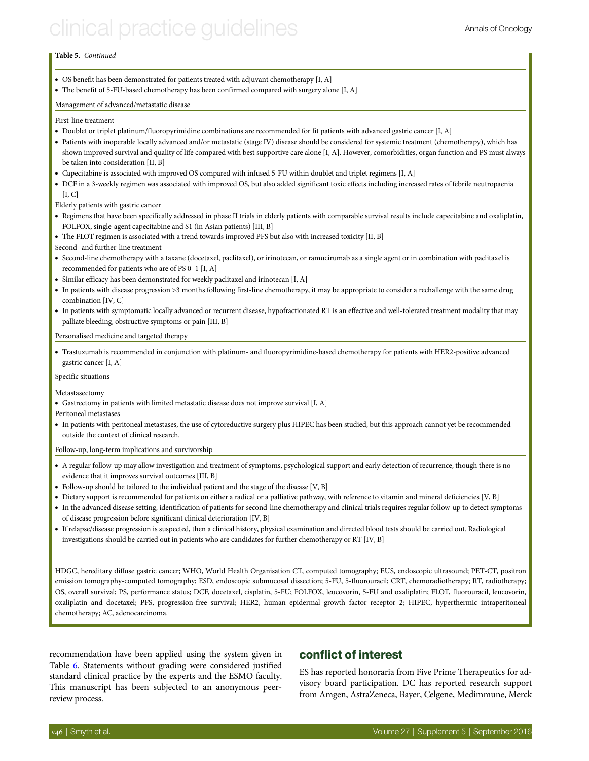**Table 5.** *Continued*

- OS benefit has been demonstrated for patients treated with adjuvant chemotherapy [I, A]
- The benefit of 5-FU-based chemotherapy has been confirmed compared with surgery alone [I, A]

Management of advanced/metastatic disease

First-line treatment

- Doublet or triplet platinum/fluoropyrimidine combinations are recommended for fit patients with advanced gastric cancer [I, A]
- Patients with inoperable locally advanced and/or metastatic (stage IV) disease should be considered for systemic treatment (chemotherapy), which has shown improved survival and quality of life compared with best supportive care alone [I, A]. However, comorbidities, organ function and PS must always be taken into consideration [II, B]
- Capecitabine is associated with improved OS compared with infused 5-FU within doublet and triplet regimens [I, A]
- DCF in a 3-weekly regimen was associated with improved OS, but also added significant toxic effects including increased rates of febrile neutropaenia [I, C]

Elderly patients with gastric cancer

- Regimens that have been specifically addressed in phase II trials in elderly patients with comparable survival results include capecitabine and oxaliplatin, FOLFOX, single-agent capecitabine and S1 (in Asian patients) [III, B]
- The FLOT regimen is associated with a trend towards improved PFS but also with increased toxicity [II, B]

Second- and further-line treatment

- Second-line chemotherapy with a taxane (docetaxel, paclitaxel), or irinotecan, or ramucirumab as a single agent or in combination with paclitaxel is recommended for patients who are of PS 0–1 [I, A]
- Similar efficacy has been demonstrated for weekly paclitaxel and irinotecan [I, A]
- In patients with disease progression >3 months following first-line chemotherapy, it may be appropriate to consider a rechallenge with the same drug combination [IV, C]
- In patients with symptomatic locally advanced or recurrent disease, hypofractionated RT is an effective and well-tolerated treatment modality that may palliate bleeding, obstructive symptoms or pain [III, B]

Personalised medicine and targeted therapy

- Trastuzumab is recommended in conjunction with platinum- and fluoropyrimidine-based chemotherapy for patients with HER2-positive advanced gastric cancer [I, A]

Specific situations

Metastasectomy

- Gastrectomy in patients with limited metastatic disease does not improve survival [I, A]

Peritoneal metastases

- In patients with peritoneal metastases, the use of cytoreductive surgery plus HIPEC has been studied, but this approach cannot yet be recommended outside the context of clinical research.

Follow-up, long-term implications and survivorship

- A regular follow-up may allow investigation and treatment of symptoms, psychological support and early detection of recurrence, though there is no evidence that it improves survival outcomes [III, B]
- Follow-up should be tailored to the individual patient and the stage of the disease [V, B]
- Dietary support is recommended for patients on either a radical or a palliative pathway, with reference to vitamin and mineral deficiencies [V, B]
- In the advanced disease setting, identification of patients for second-line chemotherapy and clinical trials requires regular follow-up to detect symptoms of disease progression before significant clinical deterioration [IV, B]
- If relapse/disease progression is suspected, then a clinical history, physical examination and directed blood tests should be carried out. Radiological investigations should be carried out in patients who are candidates for further chemotherapy or RT [IV, B]

HDGC, hereditary diffuse gastric cancer; WHO, World Health Organisation CT, computed tomography; EUS, endoscopic ultrasound; PET-CT, positron emission tomography-computed tomography; ESD, endoscopic submucosal dissection; 5-FU, 5-fluorouracil; CRT, chemoradiotherapy; RT, radiotherapy; OS, overall survival; PS, performance status; DCF, docetaxel, cisplatin, 5-FU; FOLFOX, leucovorin, 5-FU and oxaliplatin; FLOT, fluorouracil, leucovorin, oxaliplatin and docetaxel; PFS, progression-free survival; HER2, human epidermal growth factor receptor 2; HIPEC, hyperthermic intraperitoneal chemotherapy; AC, adenocarcinoma.

recommendation have been applied using the system given in Table 6. Statements without grading were considered justified standard clinical practice by the experts and the ESMO faculty. This manuscript has been subjected to an anonymous peer-review process.

## conflict of interest

ES has reported honoraria from Five Prime Therapeutics for advisory board participation. DC has reported research support from Amgen, AstraZeneca, Bayer, Celgene, Medimmune, Merck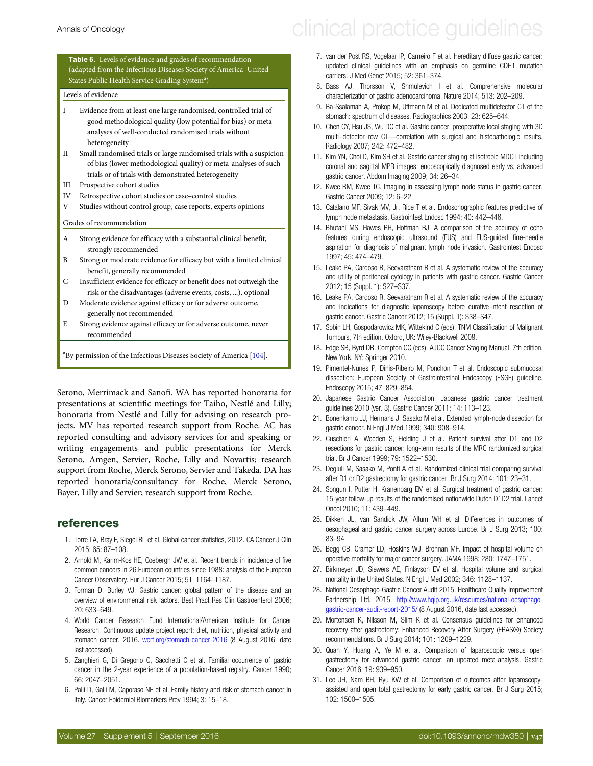**Table 6.** Levels of evidence and grades of recommendation (adapted from the Infectious Diseases Society of America–United States Public Health Service Grading System[a])

| Levels of evidence | |
|---|---|
| I | Evidence from at least one large randomised, controlled trial of good methodological quality (low potential for bias) or meta-analyses of well-conducted randomised trials without heterogeneity |
| II | Small randomised trials or large randomised trials with a suspicion of bias (lower methodological quality) or meta-analyses of such trials or of trials with demonstrated heterogeneity |
| III | Prospective cohort studies |
| IV | Retrospective cohort studies or case–control studies |
| V | Studies without control group, case reports, experts opinions |
| **Grades of recommendation** | |
| A | Strong evidence for efficacy with a substantial clinical benefit, strongly recommended |
| B | Strong or moderate evidence for efficacy but with a limited clinical benefit, generally recommended |
| C | Insufficient evidence for efficacy or benefit does not outweigh the risk or the disadvantages (adverse events, costs, ...), optional |
| D | Moderate evidence against efficacy or for adverse outcome, generally not recommended |
| E | Strong evidence against efficacy or for adverse outcome, never recommended |

[a]By permission of the Infectious Diseases Society of America [104].

Serono, Merrimack and Sanofi. WA has reported honoraria for presentations at scientific meetings for Taiho, Nestlé and Lilly; honoraria from Nestlé and Lilly for advising on research projects. MV has reported research support from Roche. AC has reported consulting and advisory services for and speaking or writing engagements and public presentations for Merck Serono, Amgen, Servier, Roche, Lilly and Novartis; research support from Roche, Merck Serono, Servier and Takeda. DA has reported honoraria/consultancy for Roche, Merck Serono, Bayer, Lilly and Servier; research support from Roche.

## references

1. Torre LA, Bray F, Siegel RL et al. Global cancer statistics, 2012. CA Cancer J Clin 2015; 65: 87–108.
2. Arnold M, Karim-Kos HE, Coebergh JW et al. Recent trends in incidence of five common cancers in 26 European countries since 1988: analysis of the European Cancer Observatory. Eur J Cancer 2015; 51: 1164–1187.
3. Forman D, Burley VJ. Gastric cancer: global pattern of the disease and an overview of environmental risk factors. Best Pract Res Clin Gastroenterol 2006; 20: 633–649.
4. World Cancer Research Fund International/American Institute for Cancer Research. Continuous update project report: diet, nutrition, physical activity and stomach cancer. 2016. wcrf.org/stomach-cancer-2016 (8 August 2016, date last accessed).
5. Zanghieri G, Di Gregorio C, Sacchetti C et al. Familial occurrence of gastric cancer in the 2-year experience of a population-based registry. Cancer 1990; 66: 2047–2051.
6. Palli D, Galli M, Caporaso NE et al. Family history and risk of stomach cancer in Italy. Cancer Epidemiol Biomarkers Prev 1994; 3: 15–18.
7. van der Post RS, Vogelaar IP, Carneiro F et al. Hereditary diffuse gastric cancer: updated clinical guidelines with an emphasis on germline CDH1 mutation carriers. J Med Genet 2015; 52: 361–374.
8. Bass AJ, Thorsson V, Shmulevich I et al. Comprehensive molecular characterization of gastric adenocarcinoma. Nature 2014; 513: 202–209.
9. Ba-Ssalamah A, Prokop M, Uffmann M et al. Dedicated multidetector CT of the stomach: spectrum of diseases. Radiographics 2003; 23: 625–644.
10. Chen CY, Hsu JS, Wu DC et al. Gastric cancer: preoperative local staging with 3D multi–detector row CT—correlation with surgical and histopathologic results. Radiology 2007; 242: 472–482.
11. Kim YN, Choi D, Kim SH et al. Gastric cancer staging at isotropic MDCT including coronal and sagittal MPR images: endoscopically diagnosed early vs. advanced gastric cancer. Abdom Imaging 2009; 34: 26–34.
12. Kwee RM, Kwee TC. Imaging in assessing lymph node status in gastric cancer. Gastric Cancer 2009; 12: 6–22.
13. Catalano MF, Sivak MV, Jr, Rice T et al. Endosonographic features predictive of lymph node metastasis. Gastrointest Endosc 1994; 40: 442–446.
14. Bhutani MS, Hawes RH, Hoffman BJ. A comparison of the accuracy of echo features during endoscopic ultrasound (EUS) and EUS-guided fine-needle aspiration for diagnosis of malignant lymph node invasion. Gastrointest Endosc 1997; 45: 474–479.
15. Leake PA, Cardoso R, Seevaratnam R et al. A systematic review of the accuracy and utility of peritoneal cytology in patients with gastric cancer. Gastric Cancer 2012; 15 (Suppl. 1): S27–S37.
16. Leake PA, Cardoso R, Seevaratnam R et al. A systematic review of the accuracy and indications for diagnostic laparoscopy before curative-intent resection of gastric cancer. Gastric Cancer 2012; 15 (Suppl. 1): S38–S47.
17. Sobin LH, Gospodarowicz MK, Wittekind C (eds). TNM Classification of Malignant Tumours, 7th edition. Oxford, UK: Wiley-Blackwell 2009.
18. Edge SB, Byrd DR, Compton CC (eds). AJCC Cancer Staging Manual, 7th edition. New York, NY: Springer 2010.
19. Pimentel-Nunes P, Dinis-Ribeiro M, Ponchon T et al. Endoscopic submucosal dissection: European Society of Gastrointestinal Endoscopy (ESGE) guideline. Endoscopy 2015; 47: 829–854.
20. Japanese Gastric Cancer Association. Japanese gastric cancer treatment guidelines 2010 (ver. 3). Gastric Cancer 2011; 14: 113–123.
21. Bonenkamp JJ, Hermans J, Sasako M et al. Extended lymph-node dissection for gastric cancer. N Engl J Med 1999; 340: 908–914.
22. Cuschieri A, Weeden S, Fielding J et al. Patient survival after D1 and D2 resections for gastric cancer: long-term results of the MRC randomized surgical trial. Br J Cancer 1999; 79: 1522–1530.
23. Degiuli M, Sasako M, Ponti A et al. Randomized clinical trial comparing survival after D1 or D2 gastrectomy for gastric cancer. Br J Surg 2014; 101: 23–31.
24. Songun I, Putter H, Kranenbarg EM et al. Surgical treatment of gastric cancer: 15-year follow-up results of the randomised nationwide Dutch D1D2 trial. Lancet Oncol 2010; 11: 439–449.
25. Dikken JL, van Sandick JW, Allum WH et al. Differences in outcomes of oesophageal and gastric cancer surgery across Europe. Br J Surg 2013; 100: 83–94.
26. Begg CB, Cramer LD, Hoskins WJ, Brennan MF. Impact of hospital volume on operative mortality for major cancer surgery. JAMA 1998; 280: 1747–1751.
27. Birkmeyer JD, Siewers AE, Finlayson EV et al. Hospital volume and surgical mortality in the United States. N Engl J Med 2002; 346: 1128–1137.
28. National Oesophago-Gastric Cancer Audit 2015. Healthcare Quality Improvement Partnership Ltd, 2015. http://www.hqip.org.uk/resources/national-oesophago-gastric-cancer-audit-report-2015/ (8 August 2016, date last accessed).
29. Mortensen K, Nilsson M, Slim K et al. Consensus guidelines for enhanced recovery after gastrectomy: Enhanced Recovery After Surgery (ERAS®) Society recommendations. Br J Surg 2014; 101: 1209–1229.
30. Quan Y, Huang A, Ye M et al. Comparison of laparoscopic versus open gastrectomy for advanced gastric cancer: an updated meta-analysis. Gastric Cancer 2016; 19: 939–950.
31. Lee JH, Nam BH, Ryu KW et al. Comparison of outcomes after laparoscopy-assisted and open total gastrectomy for early gastric cancer. Br J Surg 2015; 102: 1500–1505.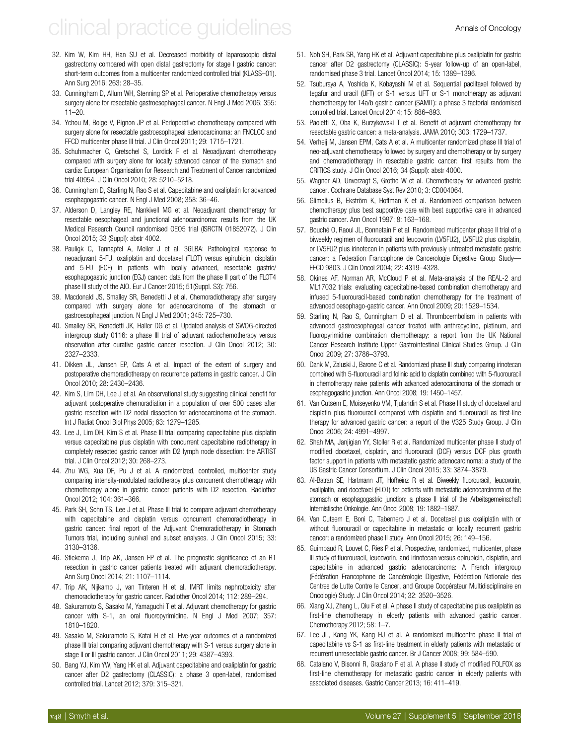32. Kim W, Kim HH, Han SU et al. Decreased morbidity of laparoscopic distal gastrectomy compared with open distal gastrectomy for stage I gastric cancer: short-term outcomes from a multicenter randomized controlled trial (KLASS–01). Ann Surg 2016; 263: 28–35.
33. Cunningham D, Allum WH, Stenning SP et al. Perioperative chemotherapy versus surgery alone for resectable gastroesophageal cancer. N Engl J Med 2006; 355: 11–20.
34. Ychou M, Boige V, Pignon JP et al. Perioperative chemotherapy compared with surgery alone for resectable gastroesophageal adenocarcinoma: an FNCLCC and FFCD multicenter phase III trial. J Clin Oncol 2011; 29: 1715–1721.
35. Schuhmacher C, Gretschel S, Lordick F et al. Neoadjuvant chemotherapy compared with surgery alone for locally advanced cancer of the stomach and cardia: European Organisation for Research and Treatment of Cancer randomized trial 40954. J Clin Oncol 2010; 28: 5210–5218.
36. Cunningham D, Starling N, Rao S et al. Capecitabine and oxaliplatin for advanced esophagogastric cancer. N Engl J Med 2008; 358: 36–46.
37. Alderson D, Langley RE, Nankivell MG et al. Neoadjuvant chemotherapy for resectable oesophageal and junctional adenocarcinoma: results from the UK Medical Research Council randomised OEO5 trial (ISRCTN 01852072). J Clin Oncol 2015; 33 (Suppl): abstr 4002.
38. Pauligk C, Tannapfel A, Meiler J et al. 36LBA: Pathological response to neoadjuvant 5-FU, oxaliplatin and docetaxel (FLOT) versus epirubicin, cisplatin and 5-FU (ECF) in patients with locally advanced, resectable gastric/ esophagogastric junction (EGJ) cancer: data from the phase II part of the FLOT4 phase III study of the AIO. Eur J Cancer 2015; 51(Suppl. S3): 756.
39. Macdonald JS, Smalley SR, Benedetti J et al. Chemoradiotherapy after surgery compared with surgery alone for adenocarcinoma of the stomach or gastroesophageal junction. N Engl J Med 2001; 345: 725–730.
40. Smalley SR, Benedetti JK, Haller DG et al. Updated analysis of SWOG-directed intergroup study 0116: a phase III trial of adjuvant radiochemotherapy versus observation after curative gastric cancer resection. J Clin Oncol 2012; 30: 2327–2333.
41. Dikken JL, Jansen EP, Cats A et al. Impact of the extent of surgery and postoperative chemoradiotherapy on recurrence patterns in gastric cancer. J Clin Oncol 2010; 28: 2430–2436.
42. Kim S, Lim DH, Lee J et al. An observational study suggesting clinical benefit for adjuvant postoperative chemoradiation in a population of over 500 cases after gastric resection with D2 nodal dissection for adenocarcinoma of the stomach. Int J Radiat Oncol Biol Phys 2005; 63: 1279–1285.
43. Lee J, Lim DH, Kim S et al. Phase III trial comparing capecitabine plus cisplatin versus capecitabine plus cisplatin with concurrent capecitabine radiotherapy in completely resected gastric cancer with D2 lymph node dissection: the ARTIST trial. J Clin Oncol 2012; 30: 268–273.
44. Zhu WG, Xua DF, Pu J et al. A randomized, controlled, multicenter study comparing intensity-modulated radiotherapy plus concurrent chemotherapy with chemotherapy alone in gastric cancer patients with D2 resection. Radiother Oncol 2012; 104: 361–366.
45. Park SH, Sohn TS, Lee J et al. Phase III trial to compare adjuvant chemotherapy with capecitabine and cisplatin versus concurrent chemoradiotherapy in gastric cancer: final report of the Adjuvant Chemoradiotherapy in Stomach Tumors trial, including survival and subset analyses. J Clin Oncol 2015; 33: 3130–3136.
46. Stiekema J, Trip AK, Jansen EP et al. The prognostic significance of an R1 resection in gastric cancer patients treated with adjuvant chemoradiotherapy. Ann Surg Oncol 2014; 21: 1107–1114.
47. Trip AK, Nijkamp J, van Tinteren H et al. IMRT limits nephrotoxicity after chemoradiotherapy for gastric cancer. Radiother Oncol 2014; 112: 289–294.
48. Sakuramoto S, Sasako M, Yamaguchi T et al. Adjuvant chemotherapy for gastric cancer with S-1, an oral fluoropyrimidine. N Engl J Med 2007; 357: 1810–1820.
49. Sasako M, Sakuramoto S, Katai H et al. Five-year outcomes of a randomized phase III trial comparing adjuvant chemotherapy with S-1 versus surgery alone in stage II or III gastric cancer. J Clin Oncol 2011; 29: 4387–4393.
50. Bang YJ, Kim YW, Yang HK et al. Adjuvant capecitabine and oxaliplatin for gastric cancer after D2 gastrectomy (CLASSIC): a phase 3 open-label, randomised controlled trial. Lancet 2012; 379: 315–321.
51. Noh SH, Park SR, Yang HK et al. Adjuvant capecitabine plus oxaliplatin for gastric cancer after D2 gastrectomy (CLASSIC): 5-year follow-up of an open-label, randomised phase 3 trial. Lancet Oncol 2014; 15: 1389–1396.
52. Tsuburaya A, Yoshida K, Kobayashi M et al. Sequential paclitaxel followed by tegafur and uracil (UFT) or S-1 versus UFT or S-1 monotherapy as adjuvant chemotherapy for T4a/b gastric cancer (SAMIT): a phase 3 factorial randomised controlled trial. Lancet Oncol 2014; 15: 886–893.
53. Paoletti X, Oba K, Burzykowski T et al. Benefit of adjuvant chemotherapy for resectable gastric cancer: a meta-analysis. JAMA 2010; 303: 1729–1737.
54. Verheij M, Jansen EPM, Cats A et al. A multicenter randomized phase III trial of neo-adjuvant chemotherapy followed by surgery and chemotherapy or by surgery and chemoradiotherapy in resectable gastric cancer: first results from the CRITICS study. J Clin Oncol 2016; 34 (Suppl): abstr 4000.
55. Wagner AD, Unverzagt S, Grothe W et al. Chemotherapy for advanced gastric cancer. Cochrane Database Syst Rev 2010; 3: CD004064.
56. Glimelius B, Ekström K, Hoffman K et al. Randomized comparison between chemotherapy plus best supportive care with best supportive care in advanced gastric cancer. Ann Oncol 1997; 8: 163–168.
57. Bouché O, Raoul JL, Bonnetain F et al. Randomized multicenter phase II trial of a biweekly regimen of fluorouracil and leucovorin (LV5FU2), LV5FU2 plus cisplatin, or LV5FU2 plus irinotecan in patients with previously untreated metastatic gastric cancer: a Federation Francophone de Cancerologie Digestive Group Study—FFCD 9803. J Clin Oncol 2004; 22: 4319–4328.
58. Okines AF, Norman AR, McCloud P et al. Meta-analysis of the REAL-2 and ML17032 trials: evaluating capecitabine-based combination chemotherapy and infused 5-fluorouracil-based combination chemotherapy for the treatment of advanced oesophago-gastric cancer. Ann Oncol 2009; 20: 1529–1534.
59. Starling N, Rao S, Cunningham D et al. Thromboembolism in patients with advanced gastroesophageal cancer treated with anthracycline, platinum, and fluoropyrimidine combination chemotherapy: a report from the UK National Cancer Research Institute Upper Gastrointestinal Clinical Studies Group. J Clin Oncol 2009; 27: 3786–3793.
60. Dank M, Zaluski J, Barone C et al. Randomized phase III study comparing irinotecan combined with 5-fluorouracil and folinic acid to cisplatin combined with 5-fluorouracil in chemotherapy naive patients with advanced adenocarcinoma of the stomach or esophagogastric junction. Ann Oncol 2008; 19: 1450–1457.
61. Van Cutsem E, Moiseyenko VM, Tjulandin S et al. Phase III study of docetaxel and cisplatin plus fluorouracil compared with cisplatin and fluorouracil as first-line therapy for advanced gastric cancer: a report of the V325 Study Group. J Clin Oncol 2006; 24: 4991–4997.
62. Shah MA, Janjigian YY, Stoller R et al. Randomized multicenter phase II study of modified docetaxel, cisplatin, and fluorouracil (DCF) versus DCF plus growth factor support in patients with metastatic gastric adenocarcinoma: a study of the US Gastric Cancer Consortium. J Clin Oncol 2015; 33: 3874–3879.
63. Al-Batran SE, Hartmann JT, Hofheinz R et al. Biweekly fluorouracil, leucovorin, oxaliplatin, and docetaxel (FLOT) for patients with metastatic adenocarcinoma of the stomach or esophagogastric junction: a phase II trial of the Arbeitsgemeinschaft Internistische Onkologie. Ann Oncol 2008; 19: 1882–1887.
64. Van Cutsem E, Boni C, Tabernero J et al. Docetaxel plus oxaliplatin with or without fluorouracil or capecitabine in metastatic or locally recurrent gastric cancer: a randomized phase II study. Ann Oncol 2015; 26: 149–156.
65. Guimbaud R, Louvet C, Ries P et al. Prospective, randomized, multicenter, phase III study of fluorouracil, leucovorin, and irinotecan versus epirubicin, cisplatin, and capecitabine in advanced gastric adenocarcinoma: A French intergroup (Fédération Francophone de Cancérologie Digestive, Fédération Nationale des Centres de Lutte Contre le Cancer, and Groupe Coopérateur Multidisciplinaire en Oncologie) Study. J Clin Oncol 2014; 32: 3520–3526.
66. Xiang XJ, Zhang L, Qiu F et al. A phase II study of capecitabine plus oxaliplatin as first-line chemotherapy in elderly patients with advanced gastric cancer. Chemotherapy 2012; 58: 1–7.
67. Lee JL, Kang YK, Kang HJ et al. A randomised multicentre phase II trial of capecitabine vs S-1 as first-line treatment in elderly patients with metastatic or recurrent unresectable gastric cancer. Br J Cancer 2008; 99: 584–590.
68. Catalano V, Bisonni R, Graziano F et al. A phase II study of modified FOLFOX as first-line chemotherapy for metastatic gastric cancer in elderly patients with associated diseases. Gastric Cancer 2013; 16: 411–419.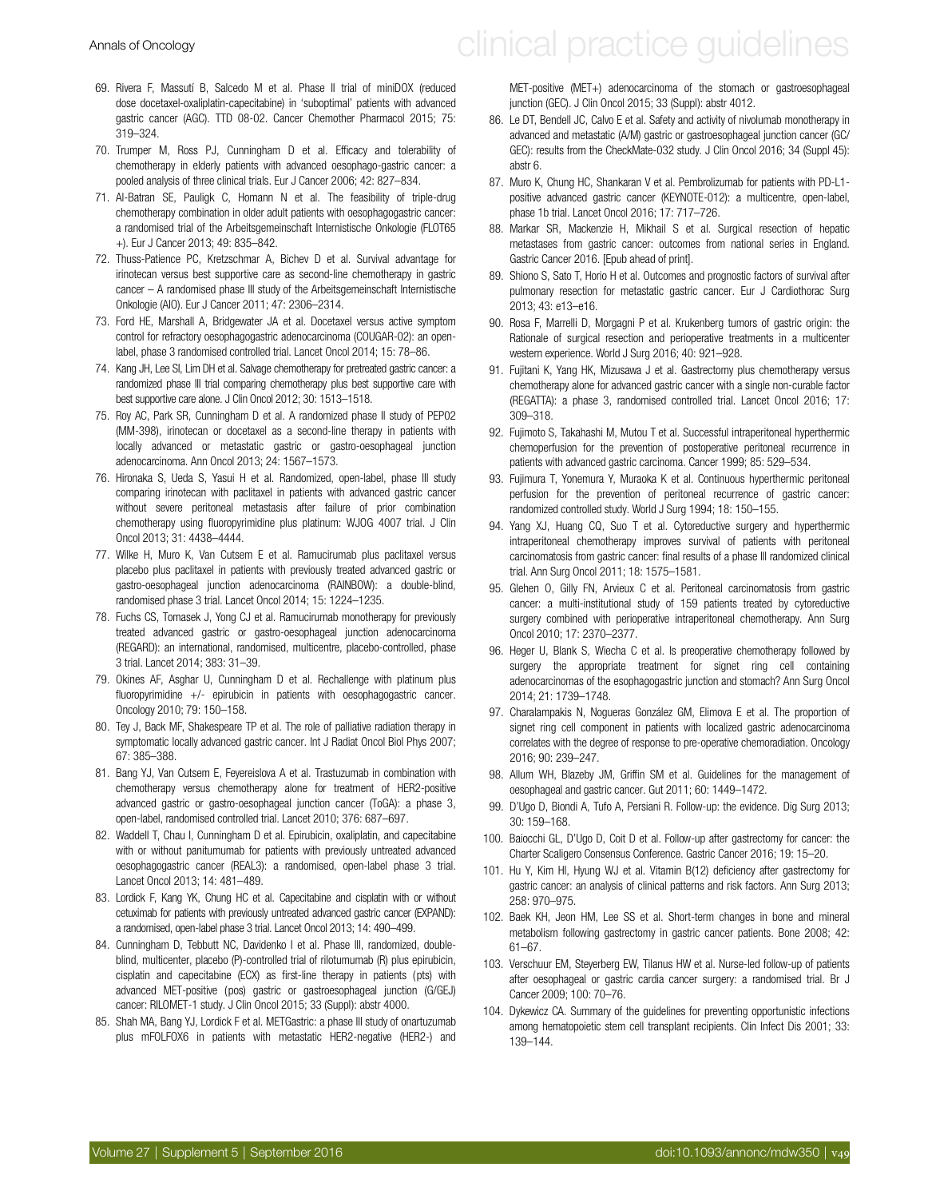69. Rivera F, Massutí B, Salcedo M et al. Phase II trial of miniDOX (reduced dose docetaxel-oxaliplatin-capecitabine) in 'suboptimal' patients with advanced gastric cancer (AGC). TTD 08-02. Cancer Chemother Pharmacol 2015; 75: 319–324.
70. Trumper M, Ross PJ, Cunningham D et al. Efficacy and tolerability of chemotherapy in elderly patients with advanced oesophago-gastric cancer: a pooled analysis of three clinical trials. Eur J Cancer 2006; 42: 827–834.
71. Al-Batran SE, Pauligk C, Homann N et al. The feasibility of triple-drug chemotherapy combination in older adult patients with oesophagogastric cancer: a randomised trial of the Arbeitsgemeinschaft Internistische Onkologie (FLOT65+). Eur J Cancer 2013; 49: 835–842.
72. Thuss-Patience PC, Kretzschmar A, Bichev D et al. Survival advantage for irinotecan versus best supportive care as second-line chemotherapy in gastric cancer – A randomised phase III study of the Arbeitsgemeinschaft Internistische Onkologie (AIO). Eur J Cancer 2011; 47: 2306–2314.
73. Ford HE, Marshall A, Bridgewater JA et al. Docetaxel versus active symptom control for refractory oesophagogastric adenocarcinoma (COUGAR-02): an open-label, phase 3 randomised controlled trial. Lancet Oncol 2014; 15: 78–86.
74. Kang JH, Lee SI, Lim DH et al. Salvage chemotherapy for pretreated gastric cancer: a randomized phase III trial comparing chemotherapy plus best supportive care with best supportive care alone. J Clin Oncol 2012; 30: 1513–1518.
75. Roy AC, Park SR, Cunningham D et al. A randomized phase II study of PEP02 (MM-398), irinotecan or docetaxel as a second-line therapy in patients with locally advanced or metastatic gastric or gastro-oesophageal junction adenocarcinoma. Ann Oncol 2013; 24: 1567–1573.
76. Hironaka S, Ueda S, Yasui H et al. Randomized, open-label, phase III study comparing irinotecan with paclitaxel in patients with advanced gastric cancer without severe peritoneal metastasis after failure of prior combination chemotherapy using fluoropyrimidine plus platinum: WJOG 4007 trial. J Clin Oncol 2013; 31: 4438–4444.
77. Wilke H, Muro K, Van Cutsem E et al. Ramucirumab plus paclitaxel versus placebo plus paclitaxel in patients with previously treated advanced gastric or gastro-oesophageal junction adenocarcinoma (RAINBOW): a double-blind, randomised phase 3 trial. Lancet Oncol 2014; 15: 1224–1235.
78. Fuchs CS, Tomasek J, Yong CJ et al. Ramucirumab monotherapy for previously treated advanced gastric or gastro-oesophageal junction adenocarcinoma (REGARD): an international, randomised, multicentre, placebo-controlled, phase 3 trial. Lancet 2014; 383: 31–39.
79. Okines AF, Asghar U, Cunningham D et al. Rechallenge with platinum plus fluoropyrimidine +/- epirubicin in patients with oesophagogastric cancer. Oncology 2010; 79: 150–158.
80. Tey J, Back MF, Shakespeare TP et al. The role of palliative radiation therapy in symptomatic locally advanced gastric cancer. Int J Radiat Oncol Biol Phys 2007; 67: 385–388.
81. Bang YJ, Van Cutsem E, Feyereislova A et al. Trastuzumab in combination with chemotherapy versus chemotherapy alone for treatment of HER2-positive advanced gastric or gastro-oesophageal junction cancer (ToGA): a phase 3, open-label, randomised controlled trial. Lancet 2010; 376: 687–697.
82. Waddell T, Chau I, Cunningham D et al. Epirubicin, oxaliplatin, and capecitabine with or without panitumumab for patients with previously untreated advanced oesophagogastric cancer (REAL3): a randomised, open-label phase 3 trial. Lancet Oncol 2013; 14: 481–489.
83. Lordick F, Kang YK, Chung HC et al. Capecitabine and cisplatin with or without cetuximab for patients with previously untreated advanced gastric cancer (EXPAND): a randomised, open-label phase 3 trial. Lancet Oncol 2013; 14: 490–499.
84. Cunningham D, Tebbutt NC, Davidenko I et al. Phase III, randomized, double-blind, multicenter, placebo (P)-controlled trial of rilotumumab (R) plus epirubicin, cisplatin and capecitabine (ECX) as first-line therapy in patients (pts) with advanced MET-positive (pos) gastric or gastroesophageal junction (G/GEJ) cancer: RILOMET-1 study. J Clin Oncol 2015; 33 (Suppl): abstr 4000.
85. Shah MA, Bang YJ, Lordick F et al. METGastric: a phase III study of onartuzumab plus mFOLFOX6 in patients with metastatic HER2-negative (HER2-) and MET-positive (MET+) adenocarcinoma of the stomach or gastroesophageal junction (GEC). J Clin Oncol 2015; 33 (Suppl): abstr 4012.
86. Le DT, Bendell JC, Calvo E et al. Safety and activity of nivolumab monotherapy in advanced and metastatic (A/M) gastric or gastroesophageal junction cancer (GC/GEC): results from the CheckMate-032 study. J Clin Oncol 2016; 34 (Suppl 45): abstr 6.
87. Muro K, Chung HC, Shankaran V et al. Pembrolizumab for patients with PD-L1-positive advanced gastric cancer (KEYNOTE-012): a multicentre, open-label, phase 1b trial. Lancet Oncol 2016; 17: 717–726.
88. Markar SR, Mackenzie H, Mikhail S et al. Surgical resection of hepatic metastases from gastric cancer: outcomes from national series in England. Gastric Cancer 2016. [Epub ahead of print].
89. Shiono S, Sato T, Horio H et al. Outcomes and prognostic factors of survival after pulmonary resection for metastatic gastric cancer. Eur J Cardiothorac Surg 2013; 43: e13–e16.
90. Rosa F, Marrelli D, Morgagni P et al. Krukenberg tumors of gastric origin: the Rationale of surgical resection and perioperative treatments in a multicenter western experience. World J Surg 2016; 40: 921–928.
91. Fujitani K, Yang HK, Mizusawa J et al. Gastrectomy plus chemotherapy versus chemotherapy alone for advanced gastric cancer with a single non-curable factor (REGATTA): a phase 3, randomised controlled trial. Lancet Oncol 2016; 17: 309–318.
92. Fujimoto S, Takahashi M, Mutou T et al. Successful intraperitoneal hyperthermic chemoperfusion for the prevention of postoperative peritoneal recurrence in patients with advanced gastric carcinoma. Cancer 1999; 85: 529–534.
93. Fujimura T, Yonemura Y, Muraoka K et al. Continuous hyperthermic peritoneal perfusion for the prevention of peritoneal recurrence of gastric cancer: randomized controlled study. World J Surg 1994; 18: 150–155.
94. Yang XJ, Huang CQ, Suo T et al. Cytoreductive surgery and hyperthermic intraperitoneal chemotherapy improves survival of patients with peritoneal carcinomatosis from gastric cancer: final results of a phase III randomized clinical trial. Ann Surg Oncol 2011; 18: 1575–1581.
95. Glehen O, Gilly FN, Arvieux C et al. Peritoneal carcinomatosis from gastric cancer: a multi-institutional study of 159 patients treated by cytoreductive surgery combined with perioperative intraperitoneal chemotherapy. Ann Surg Oncol 2010; 17: 2370–2377.
96. Heger U, Blank S, Wiecha C et al. Is preoperative chemotherapy followed by surgery the appropriate treatment for signet ring cell containing adenocarcinomas of the esophagogastric junction and stomach? Ann Surg Oncol 2014; 21: 1739–1748.
97. Charalampakis N, Nogueras González GM, Elimova E et al. The proportion of signet ring cell component in patients with localized gastric adenocarcinoma correlates with the degree of response to pre-operative chemoradiation. Oncology 2016; 90: 239–247.
98. Allum WH, Blazeby JM, Griffin SM et al. Guidelines for the management of oesophageal and gastric cancer. Gut 2011; 60: 1449–1472.
99. D'Ugo D, Biondi A, Tufo A, Persiani R. Follow-up: the evidence. Dig Surg 2013; 30: 159–168.
100. Baiocchi GL, D'Ugo D, Coit D et al. Follow-up after gastrectomy for cancer: the Charter Scaligero Consensus Conference. Gastric Cancer 2016; 19: 15–20.
101. Hu Y, Kim HI, Hyung WJ et al. Vitamin B(12) deficiency after gastrectomy for gastric cancer: an analysis of clinical patterns and risk factors. Ann Surg 2013; 258: 970–975.
102. Baek KH, Jeon HM, Lee SS et al. Short-term changes in bone and mineral metabolism following gastrectomy in gastric cancer patients. Bone 2008; 42: 61–67.
103. Verschuur EM, Steyerberg EW, Tilanus HW et al. Nurse-led follow-up of patients after oesophageal or gastric cardia cancer surgery: a randomised trial. Br J Cancer 2009; 100: 70–76.
104. Dykewicz CA. Summary of the guidelines for preventing opportunistic infections among hematopoietic stem cell transplant recipients. Clin Infect Dis 2001; 33: 139–144.